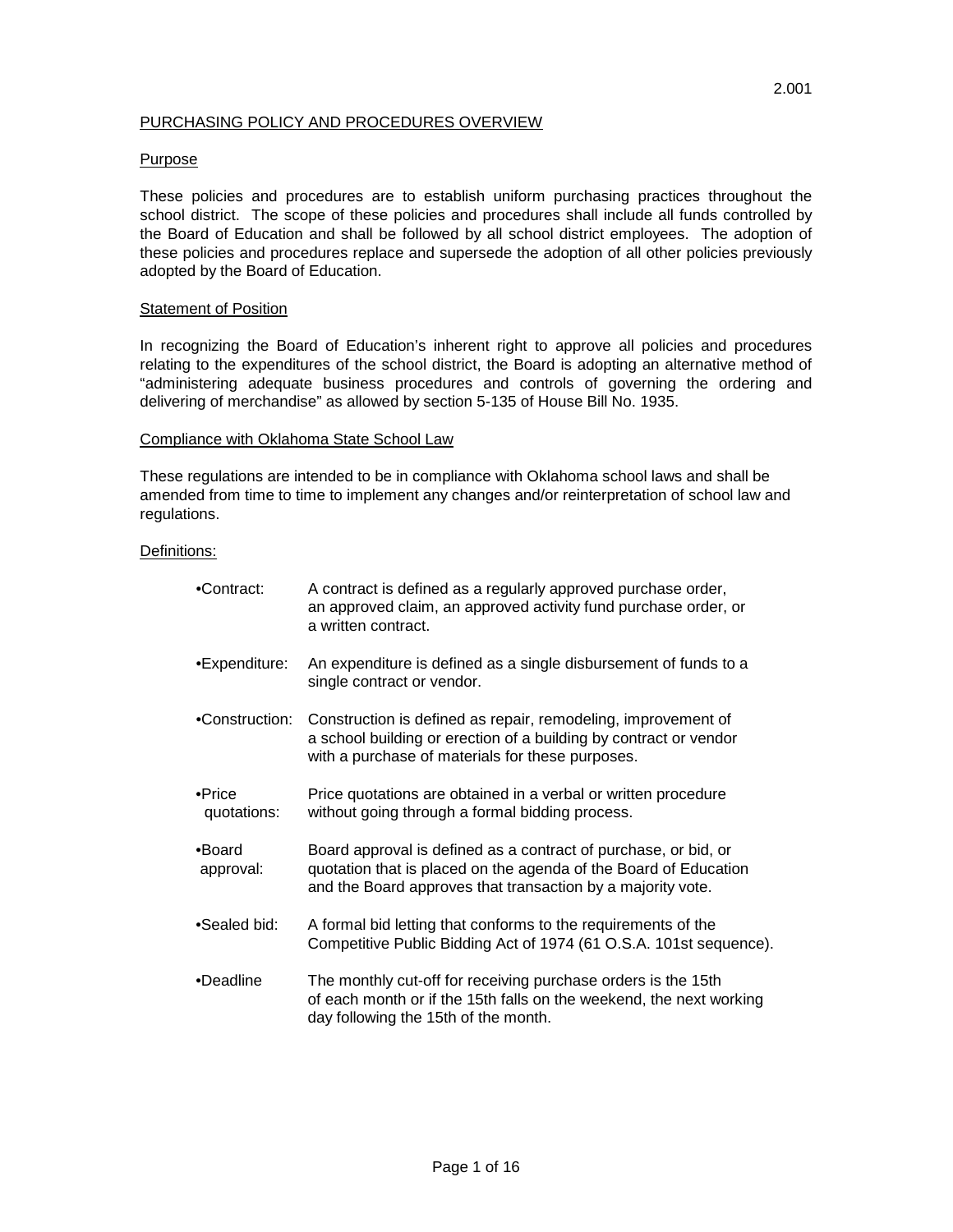2.001

## PURCHASING POLICY AND PROCEDURES OVERVIEW

### Purpose

These policies and procedures are to establish uniform purchasing practices throughout the school district. The scope of these policies and procedures shall include all funds controlled by the Board of Education and shall be followed by all school district employees. The adoption of these policies and procedures replace and supersede the adoption of all other policies previously adopted by the Board of Education.

### Statement of Position

In recognizing the Board of Education's inherent right to approve all policies and procedures relating to the expenditures of the school district, the Board is adopting an alternative method of "administering adequate business procedures and controls of governing the ordering and delivering of merchandise" as allowed by section 5-135 of House Bill No. 1935.

### Compliance with Oklahoma State School Law

These regulations are intended to be in compliance with Oklahoma school laws and shall be amended from time to time to implement any changes and/or reinterpretation of school law and regulations.

### Definitions:

- **Contract:** A contract is defined as a regularly approved purchase order, an approved claim, an approved activity fund purchase order, or a written contract.
- **Expenditure:** An expenditure is defined as a single disbursement of funds to a single contract or vendor.
- **Construction:** Construction is defined as repair, remodeling, improvement of a school building or erection of a building by contract or vendor with a purchase of materials for these purposes.
- **Price quotations:** Price quotations are obtained in a verbal or written procedure without going through a formal bidding process.
- **Board approval:** Board approval is defined as a contract of purchase, or bid, or quotation that is placed on the agenda of the Board of Education and the Board approves that transaction by a majority vote.
- **Sealed bid:** A formal bid letting that conforms to the requirements of the Competitive Public Bidding Act of 1974 (61 O.S.A. 101st sequence).
- **Deadline** The monthly cut-off for receiving purchase orders is the 15th of each month or if the 15th falls on the weekend, the next working day following the 15th of the month.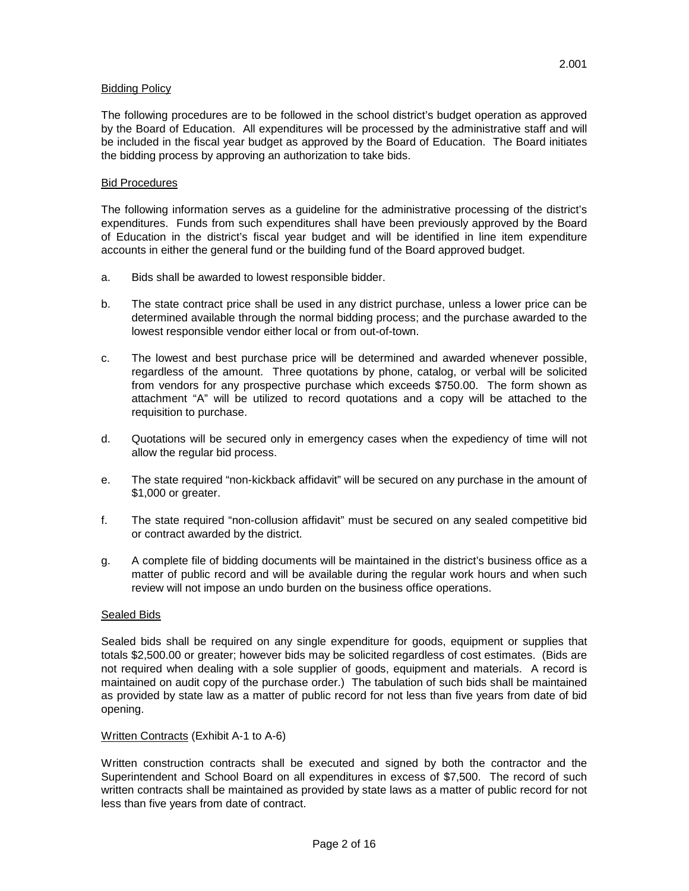## Bidding Policy

The following procedures are to be followed in the school district's budget operation as approved by the Board of Education. All expenditures will be processed by the administrative staff and will be included in the fiscal year budget as approved by the Board of Education. The Board initiates the bidding process by approving an authorization to take bids.

## Bid Procedures

The following information serves as a guideline for the administrative processing of the district's expenditures. Funds from such expenditures shall have been previously approved by the Board of Education in the district's fiscal year budget and will be identified in line item expenditure accounts in either the general fund or the building fund of the Board approved budget.

a. Bids shall be awarded to lowest responsible bidder.

b. The state contract price shall be used in any district purchase, unless a lower price can be determined available through the normal bidding process; and the purchase awarded to the lowest responsible vendor either local or from out-of-town.

c. The lowest and best purchase price will be determined and awarded whenever possible, regardless of the amount. Three quotations by phone, catalog, or verbal will be solicited from vendors for any prospective purchase which exceeds $750.00. The form shown as attachment "A" will be utilized to record quotations and a copy will be attached to the requisition to purchase.

d. Quotations will be secured only in emergency cases when the expediency of time will not allow the regular bid process.

e. The state required "non-kickback affidavit" will be secured on any purchase in the amount of $1,000 or greater.

f. The state required "non-collusion affidavit" must be secured on any sealed competitive bid or contract awarded by the district.

g. A complete file of bidding documents will be maintained in the district's business office as a matter of public record and will be available during the regular work hours and when such review will not impose an undo burden on the business office operations.

## Sealed Bids

Sealed bids shall be required on any single expenditure for goods, equipment or supplies that totals $2,500.00 or greater; however bids may be solicited regardless of cost estimates. (Bids are not required when dealing with a sole supplier of goods, equipment and materials. A record is maintained on audit copy of the purchase order.) The tabulation of such bids shall be maintained as provided by state law as a matter of public record for not less than five years from date of bid opening.

## Written Contracts (Exhibit A-1 to A-6)

Written construction contracts shall be executed and signed by both the contractor and the Superintendent and School Board on all expenditures in excess of $7,500. The record of such written contracts shall be maintained as provided by state laws as a matter of public record for not less than five years from date of contract.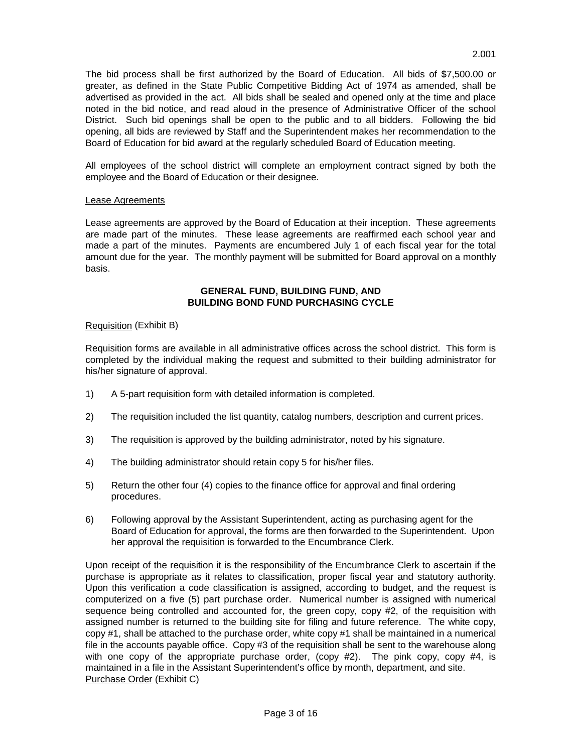The bid process shall be first authorized by the Board of Education. All bids of $7,500.00 or greater, as defined in the State Public Competitive Bidding Act of 1974 as amended, shall be advertised as provided in the act. All bids shall be sealed and opened only at the time and place noted in the bid notice, and read aloud in the presence of Administrative Officer of the school District. Such bid openings shall be open to the public and to all bidders. Following the bid opening, all bids are reviewed by Staff and the Superintendent makes her recommendation to the Board of Education for bid award at the regularly scheduled Board of Education meeting.

All employees of the school district will complete an employment contract signed by both the employee and the Board of Education or their designee.

Lease Agreements

Lease agreements are approved by the Board of Education at their inception. These agreements are made part of the minutes. These lease agreements are reaffirmed each school year and made a part of the minutes. Payments are encumbered July 1 of each fiscal year for the total amount due for the year. The monthly payment will be submitted for Board approval on a monthly basis.

## GENERAL FUND, BUILDING FUND, AND BUILDING BOND FUND PURCHASING CYCLE

Requisition (Exhibit B)

Requisition forms are available in all administrative offices across the school district. This form is completed by the individual making the request and submitted to their building administrator for his/her signature of approval.

1) A 5-part requisition form with detailed information is completed.

2) The requisition included the list quantity, catalog numbers, description and current prices.

3) The requisition is approved by the building administrator, noted by his signature.

4) The building administrator should retain copy 5 for his/her files.

5) Return the other four (4) copies to the finance office for approval and final ordering procedures.

6) Following approval by the Assistant Superintendent, acting as purchasing agent for the Board of Education for approval, the forms are then forwarded to the Superintendent. Upon her approval the requisition is forwarded to the Encumbrance Clerk.

Upon receipt of the requisition it is the responsibility of the Encumbrance Clerk to ascertain if the purchase is appropriate as it relates to classification, proper fiscal year and statutory authority. Upon this verification a code classification is assigned, according to budget, and the request is computerized on a five (5) part purchase order. Numerical number is assigned with numerical sequence being controlled and accounted for, the green copy, copy #2, of the requisition with assigned number is returned to the building site for filing and future reference. The white copy, copy #1, shall be attached to the purchase order, white copy #1 shall be maintained in a numerical file in the accounts payable office. Copy #3 of the requisition shall be sent to the warehouse along with one copy of the appropriate purchase order, (copy #2). The pink copy, copy #4, is maintained in a file in the Assistant Superintendent's office by month, department, and site.

Purchase Order (Exhibit C)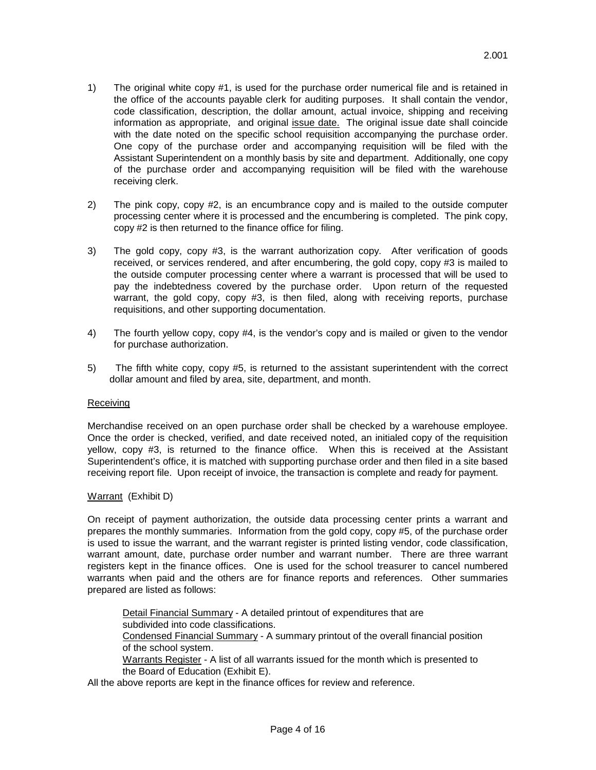1) The original white copy #1, is used for the purchase order numerical file and is retained in the office of the accounts payable clerk for auditing purposes. It shall contain the vendor, code classification, description, the dollar amount, actual invoice, shipping and receiving information as appropriate, and original <u>issue date.</u> The original issue date shall coincide with the date noted on the specific school requisition accompanying the purchase order. One copy of the purchase order and accompanying requisition will be filed with the Assistant Superintendent on a monthly basis by site and department. Additionally, one copy of the purchase order and accompanying requisition will be filed with the warehouse receiving clerk.

2) The pink copy, copy #2, is an encumbrance copy and is mailed to the outside computer processing center where it is processed and the encumbering is completed. The pink copy, copy #2 is then returned to the finance office for filing.

3) The gold copy, copy #3, is the warrant authorization copy. After verification of goods received, or services rendered, and after encumbering, the gold copy, copy #3 is mailed to the outside computer processing center where a warrant is processed that will be used to pay the indebtedness covered by the purchase order. Upon return of the requested warrant, the gold copy, copy #3, is then filed, along with receiving reports, purchase requisitions, and other supporting documentation.

4) The fourth yellow copy, copy #4, is the vendor's copy and is mailed or given to the vendor for purchase authorization.

5) The fifth white copy, copy #5, is returned to the assistant superintendent with the correct dollar amount and filed by area, site, department, and month.

<u>Receiving</u>

Merchandise received on an open purchase order shall be checked by a warehouse employee. Once the order is checked, verified, and date received noted, an initialed copy of the requisition yellow, copy #3, is returned to the finance office. When this is received at the Assistant Superintendent's office, it is matched with supporting purchase order and then filed in a site based receiving report file. Upon receipt of invoice, the transaction is complete and ready for payment.

<u>Warrant</u> (Exhibit D)

On receipt of payment authorization, the outside data processing center prints a warrant and prepares the monthly summaries. Information from the gold copy, copy #5, of the purchase order is used to issue the warrant, and the warrant register is printed listing vendor, code classification, warrant amount, date, purchase order number and warrant number. There are three warrant registers kept in the finance offices. One is used for the school treasurer to cancel numbered warrants when paid and the others are for finance reports and references. Other summaries prepared are listed as follows:

<u>Detail Financial Summary</u> - A detailed printout of expenditures that are subdivided into code classifications.

<u>Condensed Financial Summary</u> - A summary printout of the overall financial position of the school system.

<u>Warrants Register</u> - A list of all warrants issued for the month which is presented to the Board of Education (Exhibit E).

All the above reports are kept in the finance offices for review and reference.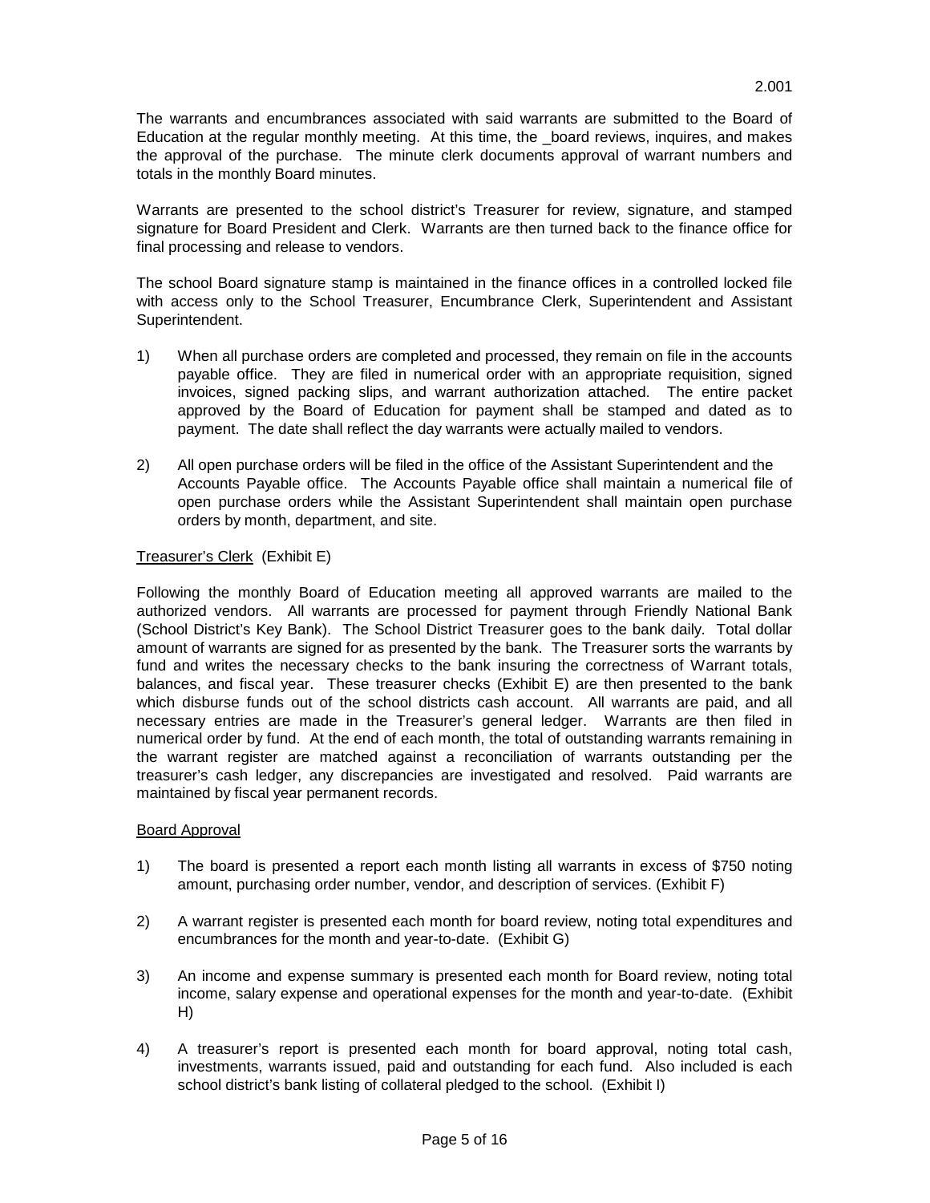The warrants and encumbrances associated with said warrants are submitted to the Board of Education at the regular monthly meeting. At this time, the _board reviews, inquires, and makes the approval of the purchase. The minute clerk documents approval of warrant numbers and totals in the monthly Board minutes.

Warrants are presented to the school district's Treasurer for review, signature, and stamped signature for Board President and Clerk. Warrants are then turned back to the finance office for final processing and release to vendors.

The school Board signature stamp is maintained in the finance offices in a controlled locked file with access only to the School Treasurer, Encumbrance Clerk, Superintendent and Assistant Superintendent.

1) When all purchase orders are completed and processed, they remain on file in the accounts payable office. They are filed in numerical order with an appropriate requisition, signed invoices, signed packing slips, and warrant authorization attached. The entire packet approved by the Board of Education for payment shall be stamped and dated as to payment. The date shall reflect the day warrants were actually mailed to vendors.

2) All open purchase orders will be filed in the office of the Assistant Superintendent and the Accounts Payable office. The Accounts Payable office shall maintain a numerical file of open purchase orders while the Assistant Superintendent shall maintain open purchase orders by month, department, and site.

Treasurer's Clerk (Exhibit E)

Following the monthly Board of Education meeting all approved warrants are mailed to the authorized vendors. All warrants are processed for payment through Friendly National Bank (School District's Key Bank). The School District Treasurer goes to the bank daily. Total dollar amount of warrants are signed for as presented by the bank. The Treasurer sorts the warrants by fund and writes the necessary checks to the bank insuring the correctness of Warrant totals, balances, and fiscal year. These treasurer checks (Exhibit E) are then presented to the bank which disburse funds out of the school districts cash account. All warrants are paid, and all necessary entries are made in the Treasurer's general ledger. Warrants are then filed in numerical order by fund. At the end of each month, the total of outstanding warrants remaining in the warrant register are matched against a reconciliation of warrants outstanding per the treasurer's cash ledger, any discrepancies are investigated and resolved. Paid warrants are maintained by fiscal year permanent records.

Board Approval

1) The board is presented a report each month listing all warrants in excess of $750 noting amount, purchasing order number, vendor, and description of services. (Exhibit F)

2) A warrant register is presented each month for board review, noting total expenditures and encumbrances for the month and year-to-date. (Exhibit G)

3) An income and expense summary is presented each month for Board review, noting total income, salary expense and operational expenses for the month and year-to-date. (Exhibit H)

4) A treasurer's report is presented each month for board approval, noting total cash, investments, warrants issued, paid and outstanding for each fund. Also included is each school district's bank listing of collateral pledged to the school. (Exhibit I)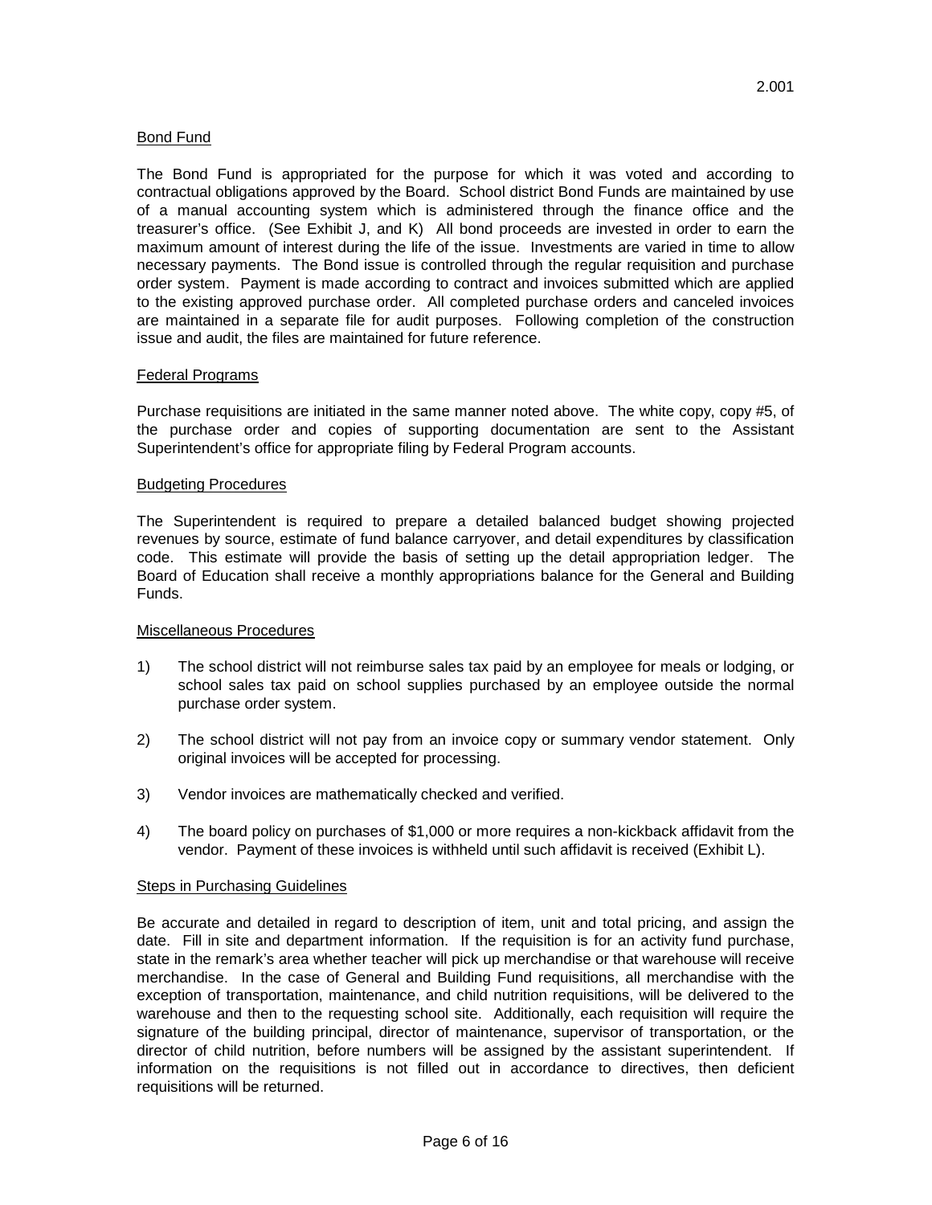## Bond Fund

The Bond Fund is appropriated for the purpose for which it was voted and according to contractual obligations approved by the Board. School district Bond Funds are maintained by use of a manual accounting system which is administered through the finance office and the treasurer's office. (See Exhibit J, and K) All bond proceeds are invested in order to earn the maximum amount of interest during the life of the issue. Investments are varied in time to allow necessary payments. The Bond issue is controlled through the regular requisition and purchase order system. Payment is made according to contract and invoices submitted which are applied to the existing approved purchase order. All completed purchase orders and canceled invoices are maintained in a separate file for audit purposes. Following completion of the construction issue and audit, the files are maintained for future reference.

## Federal Programs

Purchase requisitions are initiated in the same manner noted above. The white copy, copy #5, of the purchase order and copies of supporting documentation are sent to the Assistant Superintendent's office for appropriate filing by Federal Program accounts.

## Budgeting Procedures

The Superintendent is required to prepare a detailed balanced budget showing projected revenues by source, estimate of fund balance carryover, and detail expenditures by classification code. This estimate will provide the basis of setting up the detail appropriation ledger. The Board of Education shall receive a monthly appropriations balance for the General and Building Funds.

## Miscellaneous Procedures

1) The school district will not reimburse sales tax paid by an employee for meals or lodging, or school sales tax paid on school supplies purchased by an employee outside the normal purchase order system.

2) The school district will not pay from an invoice copy or summary vendor statement. Only original invoices will be accepted for processing.

3) Vendor invoices are mathematically checked and verified.

4) The board policy on purchases of $1,000 or more requires a non-kickback affidavit from the vendor. Payment of these invoices is withheld until such affidavit is received (Exhibit L).

## Steps in Purchasing Guidelines

Be accurate and detailed in regard to description of item, unit and total pricing, and assign the date. Fill in site and department information. If the requisition is for an activity fund purchase, state in the remark's area whether teacher will pick up merchandise or that warehouse will receive merchandise. In the case of General and Building Fund requisitions, all merchandise with the exception of transportation, maintenance, and child nutrition requisitions, will be delivered to the warehouse and then to the requesting school site. Additionally, each requisition will require the signature of the building principal, director of maintenance, supervisor of transportation, or the director of child nutrition, before numbers will be assigned by the assistant superintendent. If information on the requisitions is not filled out in accordance to directives, then deficient requisitions will be returned.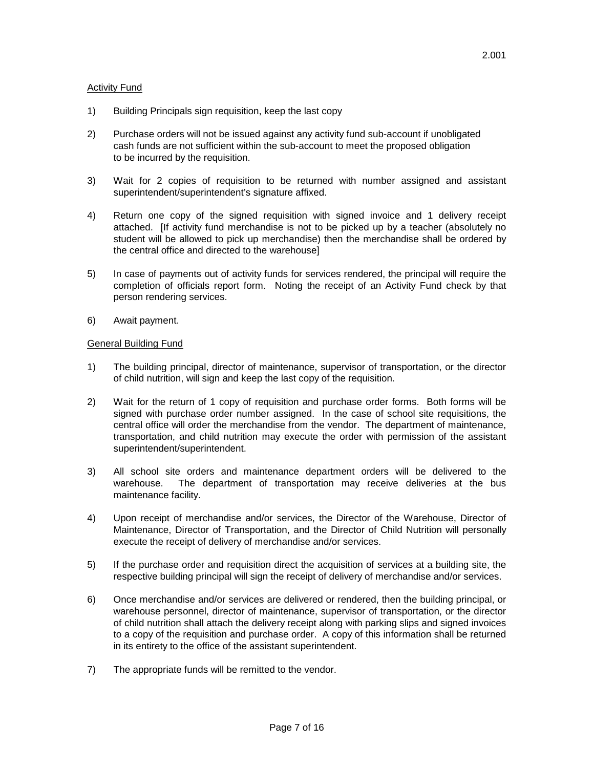2.001

Activity Fund

1) Building Principals sign requisition, keep the last copy

2) Purchase orders will not be issued against any activity fund sub-account if unobligated cash funds are not sufficient within the sub-account to meet the proposed obligation to be incurred by the requisition.

3) Wait for 2 copies of requisition to be returned with number assigned and assistant superintendent/superintendent's signature affixed.

4) Return one copy of the signed requisition with signed invoice and 1 delivery receipt attached. [If activity fund merchandise is not to be picked up by a teacher (absolutely no student will be allowed to pick up merchandise) then the merchandise shall be ordered by the central office and directed to the warehouse]

5) In case of payments out of activity funds for services rendered, the principal will require the completion of officials report form. Noting the receipt of an Activity Fund check by that person rendering services.

6) Await payment.

General Building Fund

1) The building principal, director of maintenance, supervisor of transportation, or the director of child nutrition, will sign and keep the last copy of the requisition.

2) Wait for the return of 1 copy of requisition and purchase order forms. Both forms will be signed with purchase order number assigned. In the case of school site requisitions, the central office will order the merchandise from the vendor. The department of maintenance, transportation, and child nutrition may execute the order with permission of the assistant superintendent/superintendent.

3) All school site orders and maintenance department orders will be delivered to the warehouse. The department of transportation may receive deliveries at the bus maintenance facility.

4) Upon receipt of merchandise and/or services, the Director of the Warehouse, Director of Maintenance, Director of Transportation, and the Director of Child Nutrition will personally execute the receipt of delivery of merchandise and/or services.

5) If the purchase order and requisition direct the acquisition of services at a building site, the respective building principal will sign the receipt of delivery of merchandise and/or services.

6) Once merchandise and/or services are delivered or rendered, then the building principal, or warehouse personnel, director of maintenance, supervisor of transportation, or the director of child nutrition shall attach the delivery receipt along with parking slips and signed invoices to a copy of the requisition and purchase order. A copy of this information shall be returned in its entirety to the office of the assistant superintendent.

7) The appropriate funds will be remitted to the vendor.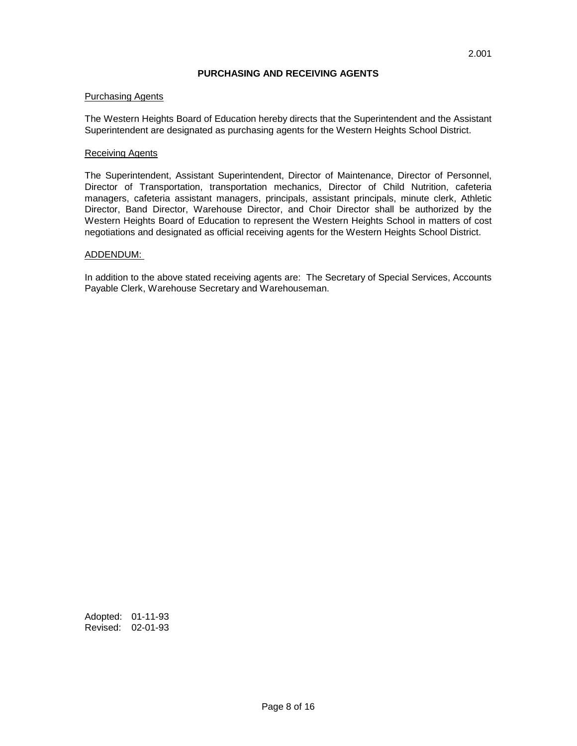2.001

# PURCHASING AND RECEIVING AGENTS

## Purchasing Agents

The Western Heights Board of Education hereby directs that the Superintendent and the Assistant Superintendent are designated as purchasing agents for the Western Heights School District.

## Receiving Agents

The Superintendent, Assistant Superintendent, Director of Maintenance, Director of Personnel, Director of Transportation, transportation mechanics, Director of Child Nutrition, cafeteria managers, cafeteria assistant managers, principals, assistant principals, minute clerk, Athletic Director, Band Director, Warehouse Director, and Choir Director shall be authorized by the Western Heights Board of Education to represent the Western Heights School in matters of cost negotiations and designated as official receiving agents for the Western Heights School District.

## ADDENDUM:

In addition to the above stated receiving agents are: The Secretary of Special Services, Accounts Payable Clerk, Warehouse Secretary and Warehouseman.

Adopted: 01-11-93
Revised: 02-01-93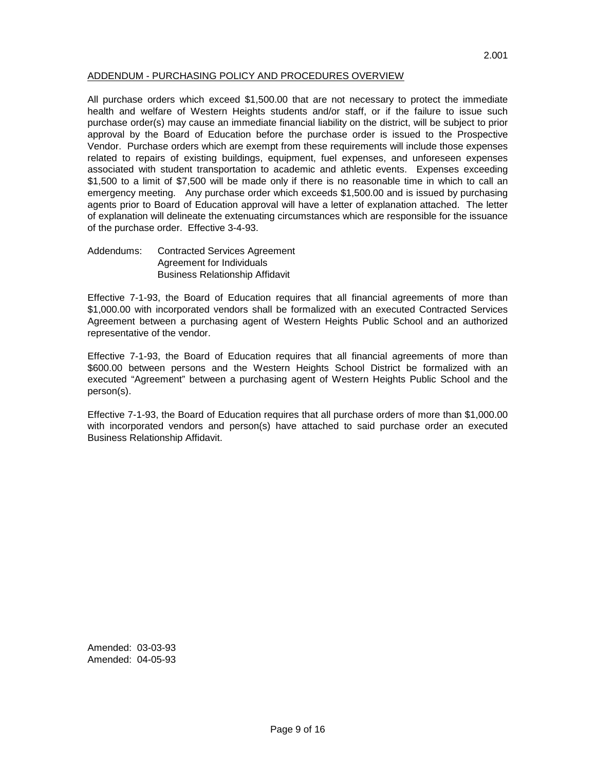2.001

## ADDENDUM - PURCHASING POLICY AND PROCEDURES OVERVIEW

All purchase orders which exceed $1,500.00 that are not necessary to protect the immediate health and welfare of Western Heights students and/or staff, or if the failure to issue such purchase order(s) may cause an immediate financial liability on the district, will be subject to prior approval by the Board of Education before the purchase order is issued to the Prospective Vendor. Purchase orders which are exempt from these requirements will include those expenses related to repairs of existing buildings, equipment, fuel expenses, and unforeseen expenses associated with student transportation to academic and athletic events. Expenses exceeding $1,500 to a limit of $7,500 will be made only if there is no reasonable time in which to call an emergency meeting. Any purchase order which exceeds $1,500.00 and is issued by purchasing agents prior to Board of Education approval will have a letter of explanation attached. The letter of explanation will delineate the extenuating circumstances which are responsible for the issuance of the purchase order. Effective 3-4-93.

Addendums: Contracted Services Agreement
Agreement for Individuals
Business Relationship Affidavit

Effective 7-1-93, the Board of Education requires that all financial agreements of more than $1,000.00 with incorporated vendors shall be formalized with an executed Contracted Services Agreement between a purchasing agent of Western Heights Public School and an authorized representative of the vendor.

Effective 7-1-93, the Board of Education requires that all financial agreements of more than $600.00 between persons and the Western Heights School District be formalized with an executed "Agreement" between a purchasing agent of Western Heights Public School and the person(s).

Effective 7-1-93, the Board of Education requires that all purchase orders of more than $1,000.00 with incorporated vendors and person(s) have attached to said purchase order an executed Business Relationship Affidavit.

Amended: 03-03-93
Amended: 04-05-93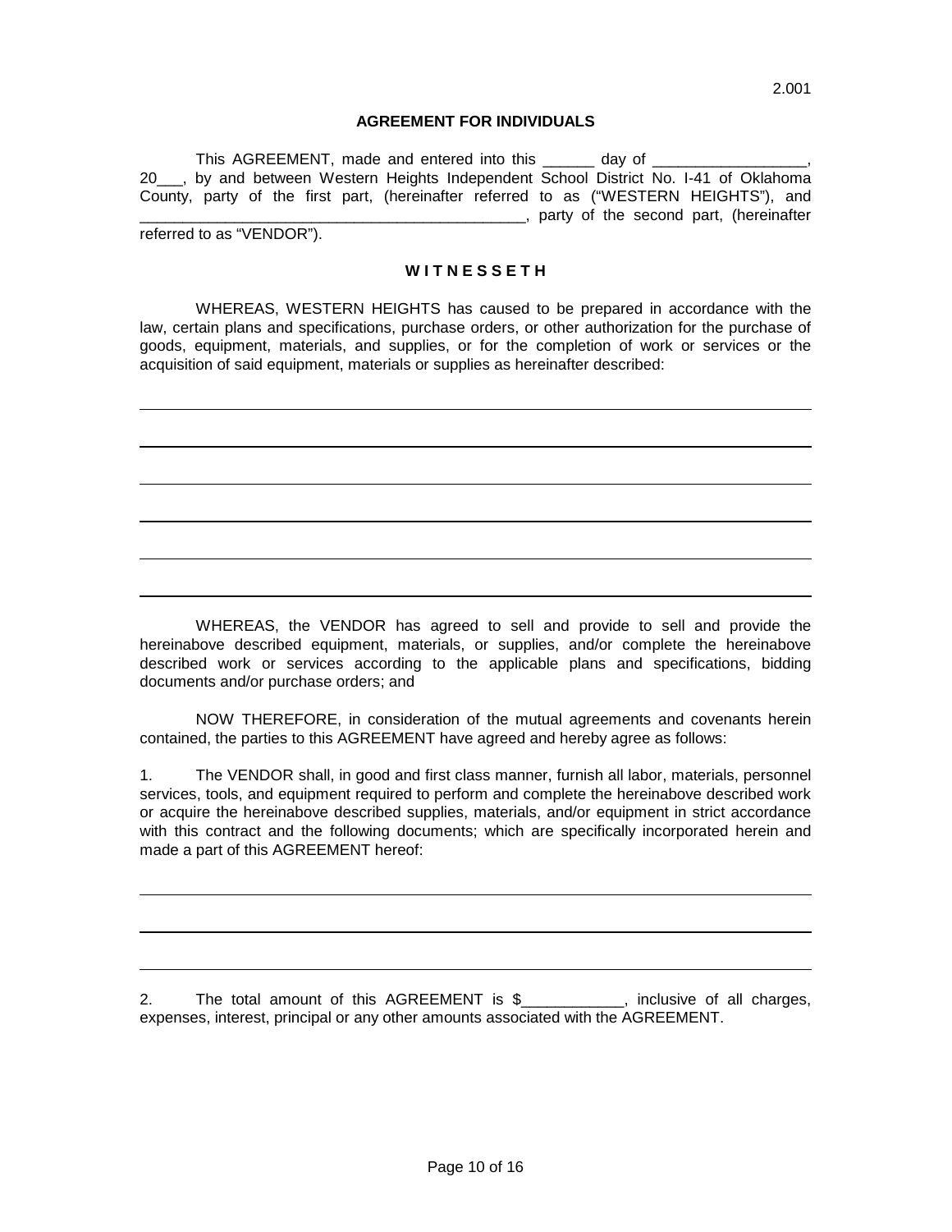2.001

**AGREEMENT FOR INDIVIDUALS**

This AGREEMENT, made and entered into this ______ day of __________________, 20___, by and between Western Heights Independent School District No. I-41 of Oklahoma County, party of the first part, (hereinafter referred to as ("WESTERN HEIGHTS"), and _______________________________________________, party of the second part, (hereinafter referred to as "VENDOR").

**W I T N E S S E T H**

WHEREAS, WESTERN HEIGHTS has caused to be prepared in accordance with the law, certain plans and specifications, purchase orders, or other authorization for the purchase of goods, equipment, materials, and supplies, or for the completion of work or services or the acquisition of said equipment, materials or supplies as hereinafter described:

_______________________________________________________________________________

_______________________________________________________________________________

_______________________________________________________________________________

_______________________________________________________________________________

_______________________________________________________________________________

_______________________________________________________________________________

WHEREAS, the VENDOR has agreed to sell and provide to sell and provide the hereinabove described equipment, materials, or supplies, and/or complete the hereinabove described work or services according to the applicable plans and specifications, bidding documents and/or purchase orders; and

NOW THEREFORE, in consideration of the mutual agreements and covenants herein contained, the parties to this AGREEMENT have agreed and hereby agree as follows:

1. The VENDOR shall, in good and first class manner, furnish all labor, materials, personnel services, tools, and equipment required to perform and complete the hereinabove described work or acquire the hereinabove described supplies, materials, and/or equipment in strict accordance with this contract and the following documents; which are specifically incorporated herein and made a part of this AGREEMENT hereof:

_______________________________________________________________________________

_______________________________________________________________________________

_______________________________________________________________________________

2. The total amount of this AGREEMENT is $____________, inclusive of all charges, expenses, interest, principal or any other amounts associated with the AGREEMENT.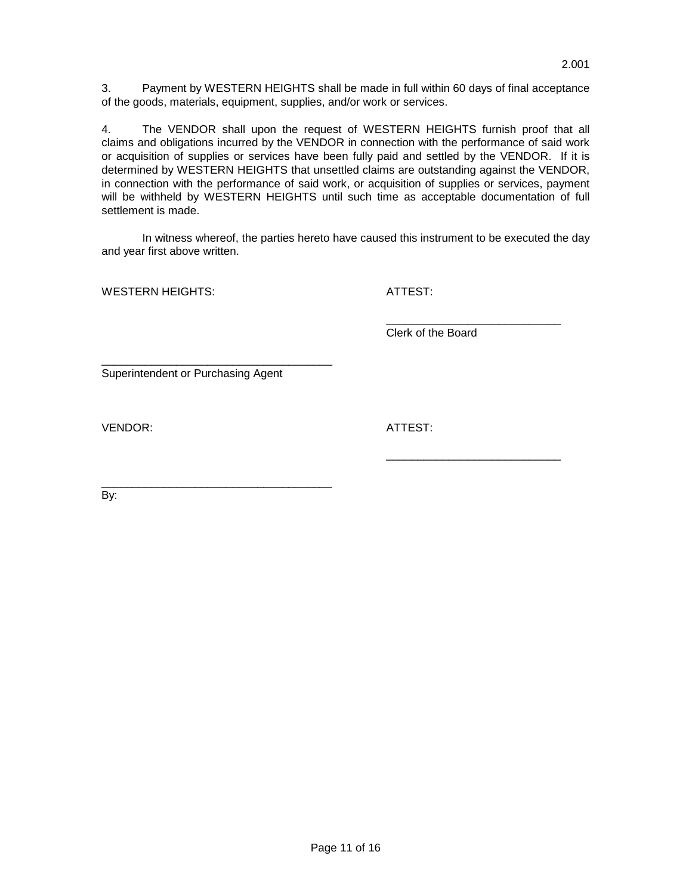3. Payment by WESTERN HEIGHTS shall be made in full within 60 days of final acceptance of the goods, materials, equipment, supplies, and/or work or services.

4. The VENDOR shall upon the request of WESTERN HEIGHTS furnish proof that all claims and obligations incurred by the VENDOR in connection with the performance of said work or acquisition of supplies or services have been fully paid and settled by the VENDOR. If it is determined by WESTERN HEIGHTS that unsettled claims are outstanding against the VENDOR, in connection with the performance of said work, or acquisition of supplies or services, payment will be withheld by WESTERN HEIGHTS until such time as acceptable documentation of full settlement is made.

In witness whereof, the parties hereto have caused this instrument to be executed the day and year first above written.

WESTERN HEIGHTS: ATTEST:

___________________________
Clerk of the Board

____________________________________
Superintendent or Purchasing Agent

VENDOR: ATTEST:

___________________________

____________________________________
By: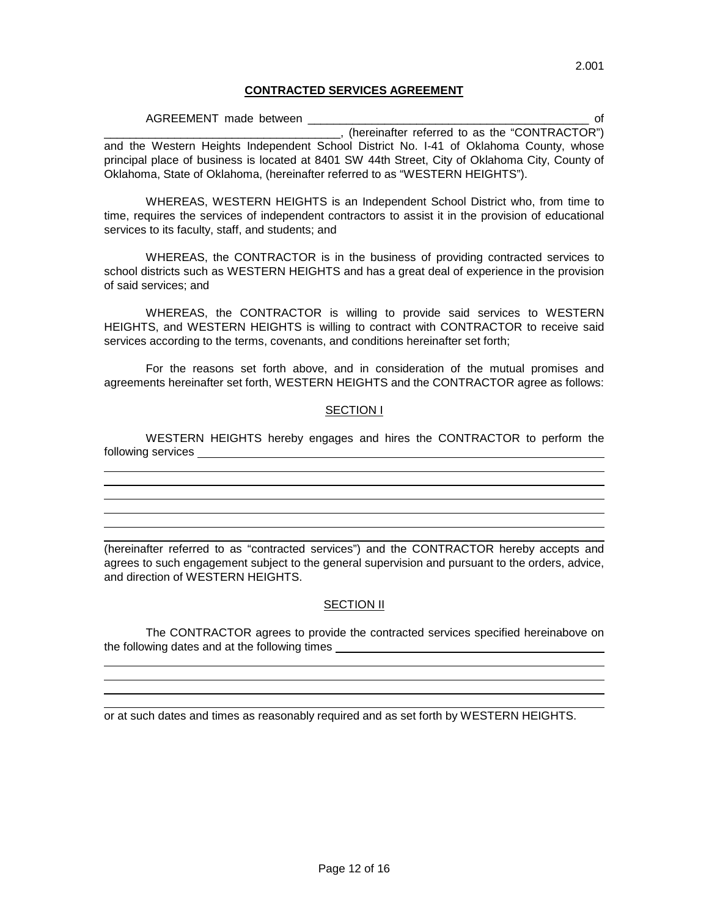2.001

## CONTRACTED SERVICES AGREEMENT

AGREEMENT made between ____________________________________________ of ____________________________________, (hereinafter referred to as the "CONTRACTOR") and the Western Heights Independent School District No. I-41 of Oklahoma County, whose principal place of business is located at 8401 SW 44th Street, City of Oklahoma City, County of Oklahoma, State of Oklahoma, (hereinafter referred to as "WESTERN HEIGHTS").

WHEREAS, WESTERN HEIGHTS is an Independent School District who, from time to time, requires the services of independent contractors to assist it in the provision of educational services to its faculty, staff, and students; and

WHEREAS, the CONTRACTOR is in the business of providing contracted services to school districts such as WESTERN HEIGHTS and has a great deal of experience in the provision of said services; and

WHEREAS, the CONTRACTOR is willing to provide said services to WESTERN HEIGHTS, and WESTERN HEIGHTS is willing to contract with CONTRACTOR to receive said services according to the terms, covenants, and conditions hereinafter set forth;

For the reasons set forth above, and in consideration of the mutual promises and agreements hereinafter set forth, WESTERN HEIGHTS and the CONTRACTOR agree as follows:

### SECTION I

WESTERN HEIGHTS hereby engages and hires the CONTRACTOR to perform the following services ____________________________________________________________

______________________________________________________________________________

______________________________________________________________________________

______________________________________________________________________________

______________________________________________________________________________

______________________________________________________________________________

______________________________________________________________________________

(hereinafter referred to as "contracted services") and the CONTRACTOR hereby accepts and agrees to such engagement subject to the general supervision and pursuant to the orders, advice, and direction of WESTERN HEIGHTS.

### SECTION II

The CONTRACTOR agrees to provide the contracted services specified hereinabove on the following dates and at the following times ____________________________________________

______________________________________________________________________________

______________________________________________________________________________

______________________________________________________________________________

or at such dates and times as reasonably required and as set forth by WESTERN HEIGHTS.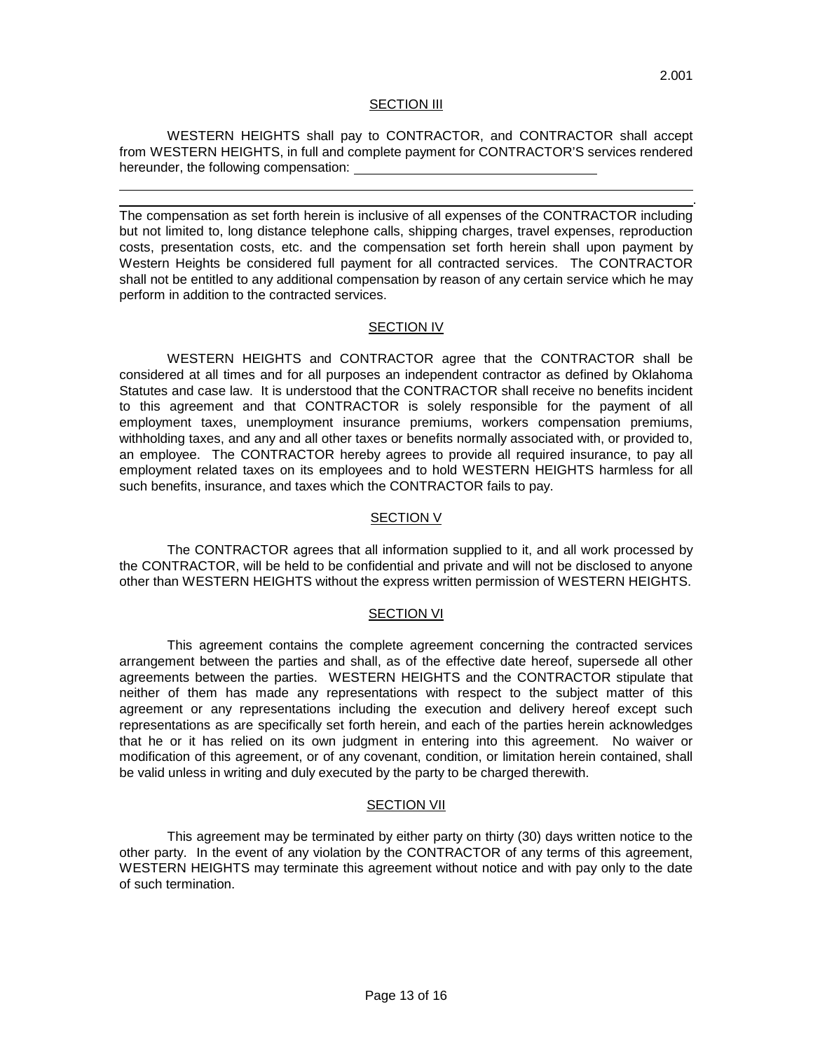2.001

## SECTION III

WESTERN HEIGHTS shall pay to CONTRACTOR, and CONTRACTOR shall accept from WESTERN HEIGHTS, in full and complete payment for CONTRACTOR'S services rendered hereunder, the following compensation: ________________________________

______________________________________________________________________________

______________________________________________________________________________.

The compensation as set forth herein is inclusive of all expenses of the CONTRACTOR including but not limited to, long distance telephone calls, shipping charges, travel expenses, reproduction costs, presentation costs, etc. and the compensation set forth herein shall upon payment by Western Heights be considered full payment for all contracted services. The CONTRACTOR shall not be entitled to any additional compensation by reason of any certain service which he may perform in addition to the contracted services.

## SECTION IV

WESTERN HEIGHTS and CONTRACTOR agree that the CONTRACTOR shall be considered at all times and for all purposes an independent contractor as defined by Oklahoma Statutes and case law. It is understood that the CONTRACTOR shall receive no benefits incident to this agreement and that CONTRACTOR is solely responsible for the payment of all employment taxes, unemployment insurance premiums, workers compensation premiums, withholding taxes, and any and all other taxes or benefits normally associated with, or provided to, an employee. The CONTRACTOR hereby agrees to provide all required insurance, to pay all employment related taxes on its employees and to hold WESTERN HEIGHTS harmless for all such benefits, insurance, and taxes which the CONTRACTOR fails to pay.

## SECTION V

The CONTRACTOR agrees that all information supplied to it, and all work processed by the CONTRACTOR, will be held to be confidential and private and will not be disclosed to anyone other than WESTERN HEIGHTS without the express written permission of WESTERN HEIGHTS.

## SECTION VI

This agreement contains the complete agreement concerning the contracted services arrangement between the parties and shall, as of the effective date hereof, supersede all other agreements between the parties. WESTERN HEIGHTS and the CONTRACTOR stipulate that neither of them has made any representations with respect to the subject matter of this agreement or any representations including the execution and delivery hereof except such representations as are specifically set forth herein, and each of the parties herein acknowledges that he or it has relied on its own judgment in entering into this agreement. No waiver or modification of this agreement, or of any covenant, condition, or limitation herein contained, shall be valid unless in writing and duly executed by the party to be charged therewith.

## SECTION VII

This agreement may be terminated by either party on thirty (30) days written notice to the other party. In the event of any violation by the CONTRACTOR of any terms of this agreement, WESTERN HEIGHTS may terminate this agreement without notice and with pay only to the date of such termination.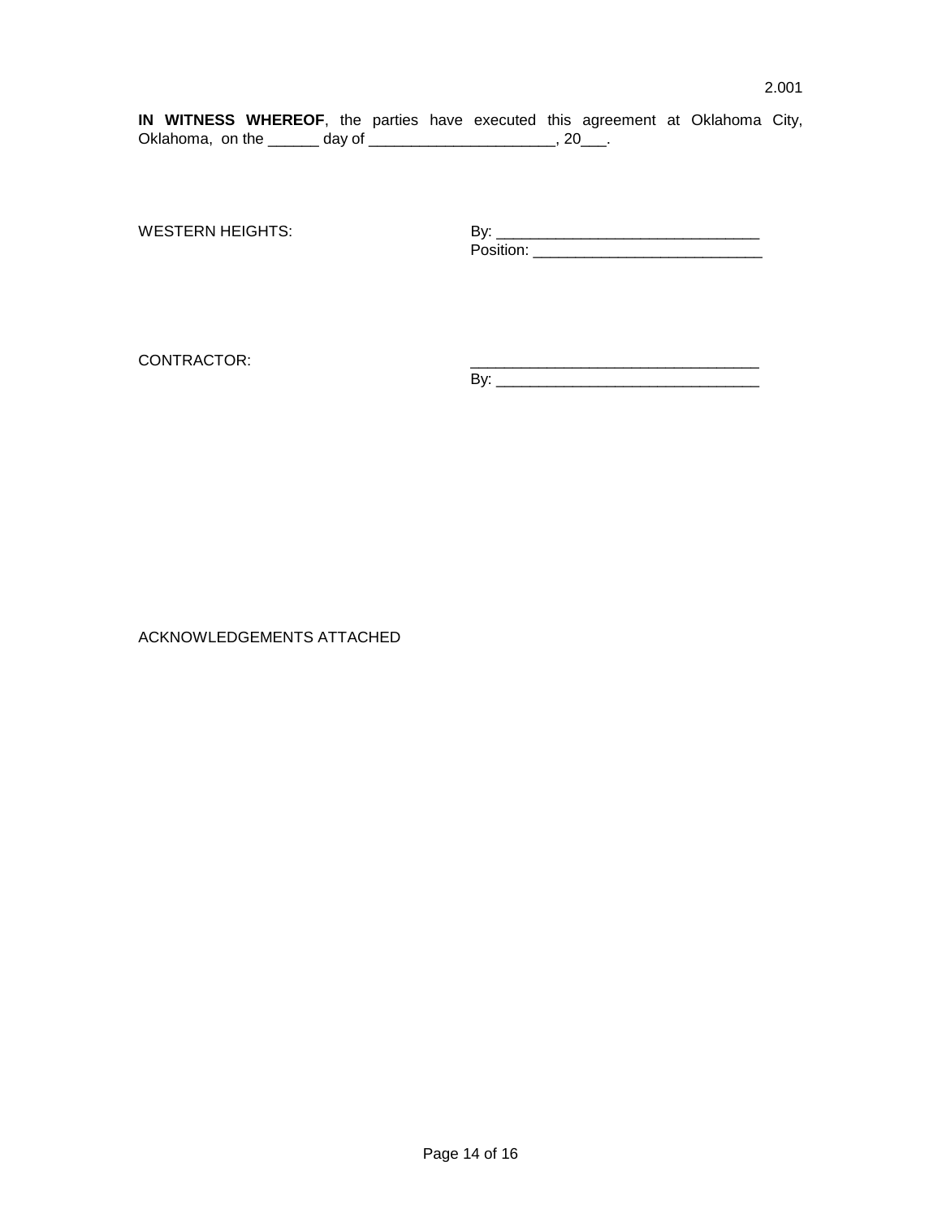2.001

**IN WITNESS WHEREOF**, the parties have executed this agreement at Oklahoma City, Oklahoma, on the ______ day of ______________________, 20___.

WESTERN HEIGHTS:

By: _______________________________
Position: ___________________________

CONTRACTOR:

___________________________________
By: _______________________________

ACKNOWLEDGEMENTS ATTACHED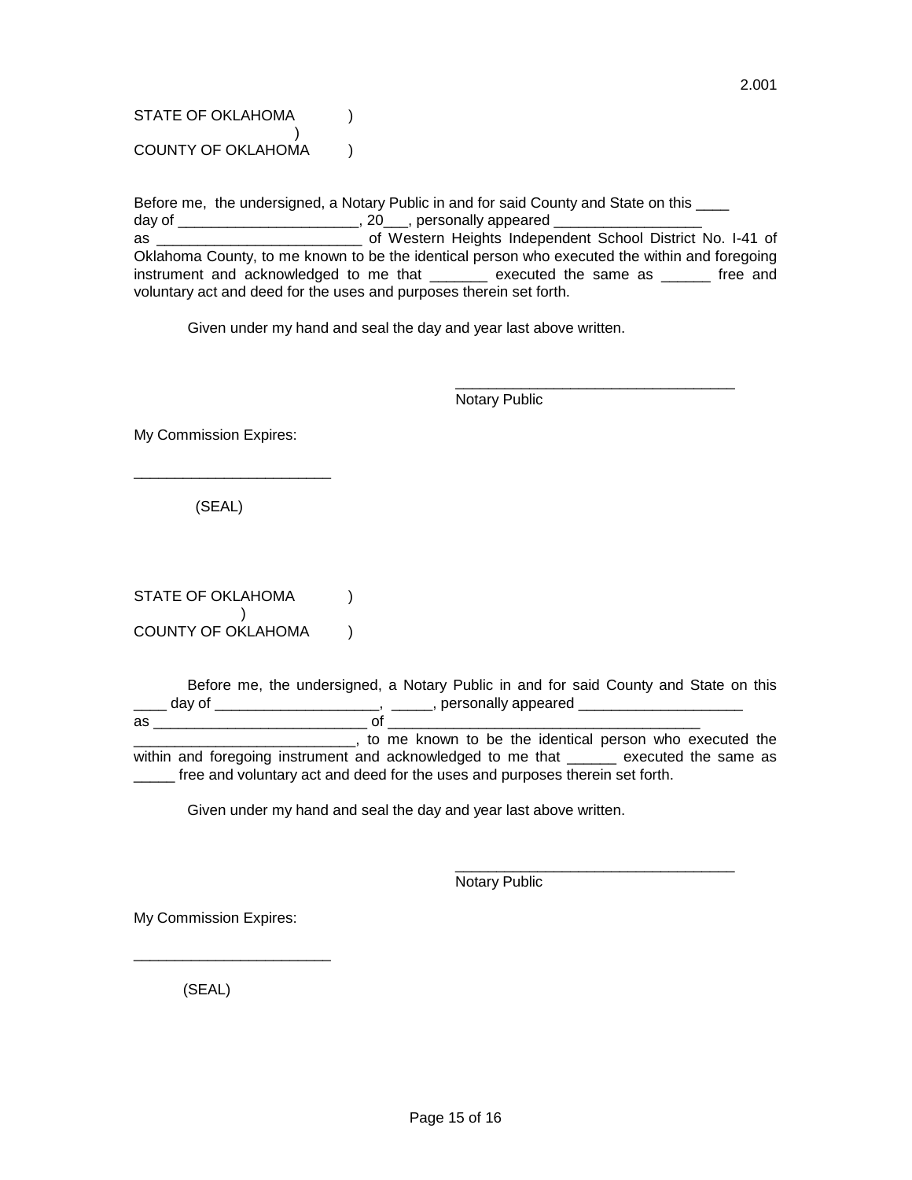2.001

STATE OF OKLAHOMA )
)
COUNTY OF OKLAHOMA )

Before me, the undersigned, a Notary Public in and for said County and State on this ____ day of ______________________, 20___, personally appeared __________________ as _________________________ of Western Heights Independent School District No. I-41 of Oklahoma County, to me known to be the identical person who executed the within and foregoing instrument and acknowledged to me that _______ executed the same as ______ free and voluntary act and deed for the uses and purposes therein set forth.

Given under my hand and seal the day and year last above written.

___________________________________
Notary Public

My Commission Expires:

________________________

(SEAL)

STATE OF OKLAHOMA )
)
COUNTY OF OKLAHOMA )

Before me, the undersigned, a Notary Public in and for said County and State on this ____ day of ____________________, _____, personally appeared ____________________ as __________________________ of ______________________________________ __________________________, to me known to be the identical person who executed the within and foregoing instrument and acknowledged to me that ______ executed the same as _____ free and voluntary act and deed for the uses and purposes therein set forth.

Given under my hand and seal the day and year last above written.

___________________________________
Notary Public

My Commission Expires:

________________________

(SEAL)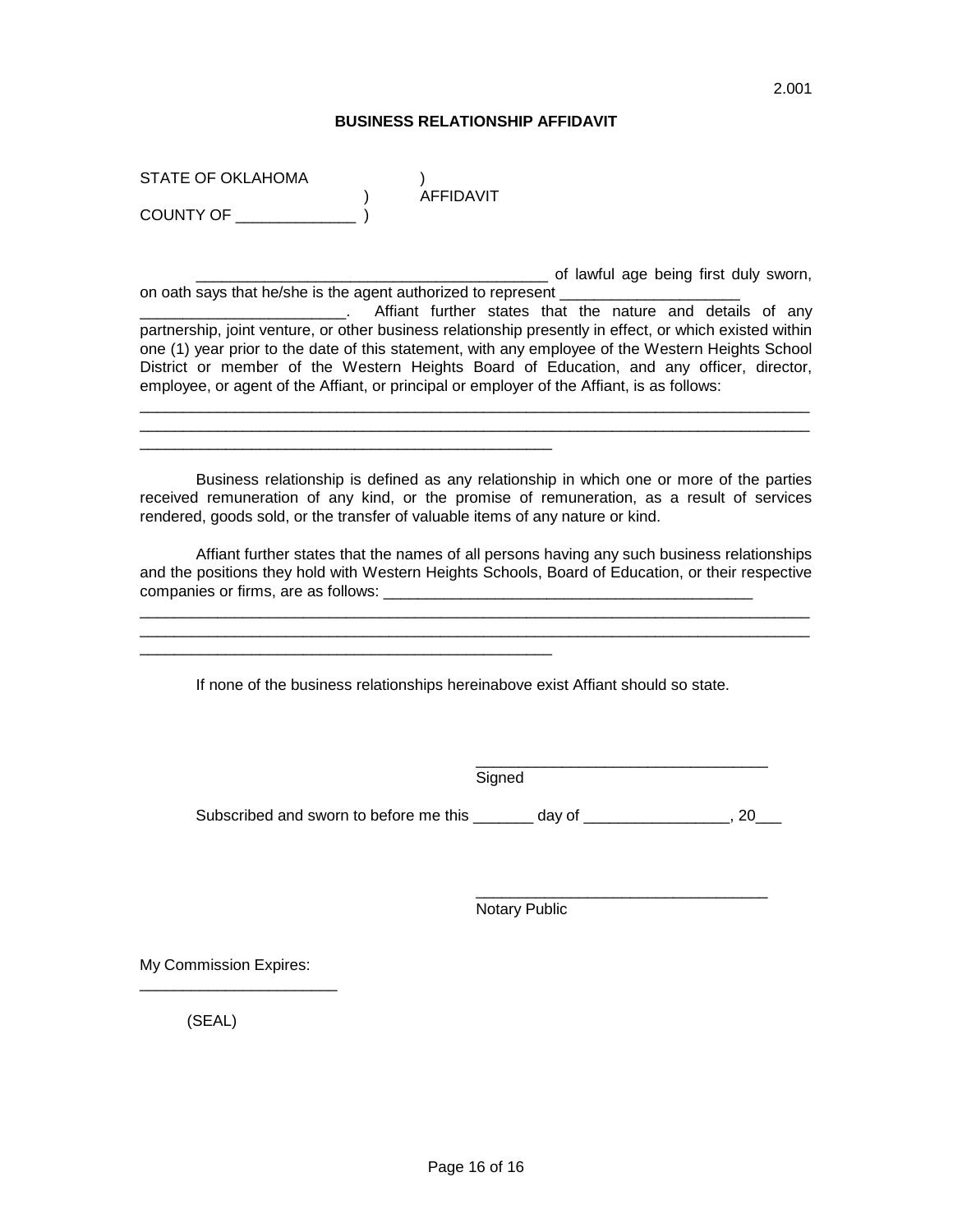2.001

## BUSINESS RELATIONSHIP AFFIDAVIT

STATE OF OKLAHOMA )
) AFFIDAVIT
COUNTY OF _____________ )

_______________________________________ of lawful age being first duly sworn, on oath says that he/she is the agent authorized to represent ____________________ _______________________. Affiant further states that the nature and details of any partnership, joint venture, or other business relationship presently in effect, or which existed within one (1) year prior to the date of this statement, with any employee of the Western Heights School District or member of the Western Heights Board of Education, and any officer, director, employee, or agent of the Affiant, or principal or employer of the Affiant, is as follows:

___________________________________________________________________________
___________________________________________________________________________
_______________________________________________

Business relationship is defined as any relationship in which one or more of the parties received remuneration of any kind, or the promise of remuneration, as a result of services rendered, goods sold, or the transfer of valuable items of any nature or kind.

Affiant further states that the names of all persons having any such business relationships and the positions they hold with Western Heights Schools, Board of Education, or their respective companies or firms, are as follows: __________________________________________

___________________________________________________________________________
___________________________________________________________________________
_______________________________________________

If none of the business relationships hereinabove exist Affiant should so state.

_________________________________
Signed

Subscribed and sworn to before me this _______ day of ________________, 20___

_________________________________
Notary Public

My Commission Expires:
______________________

(SEAL)